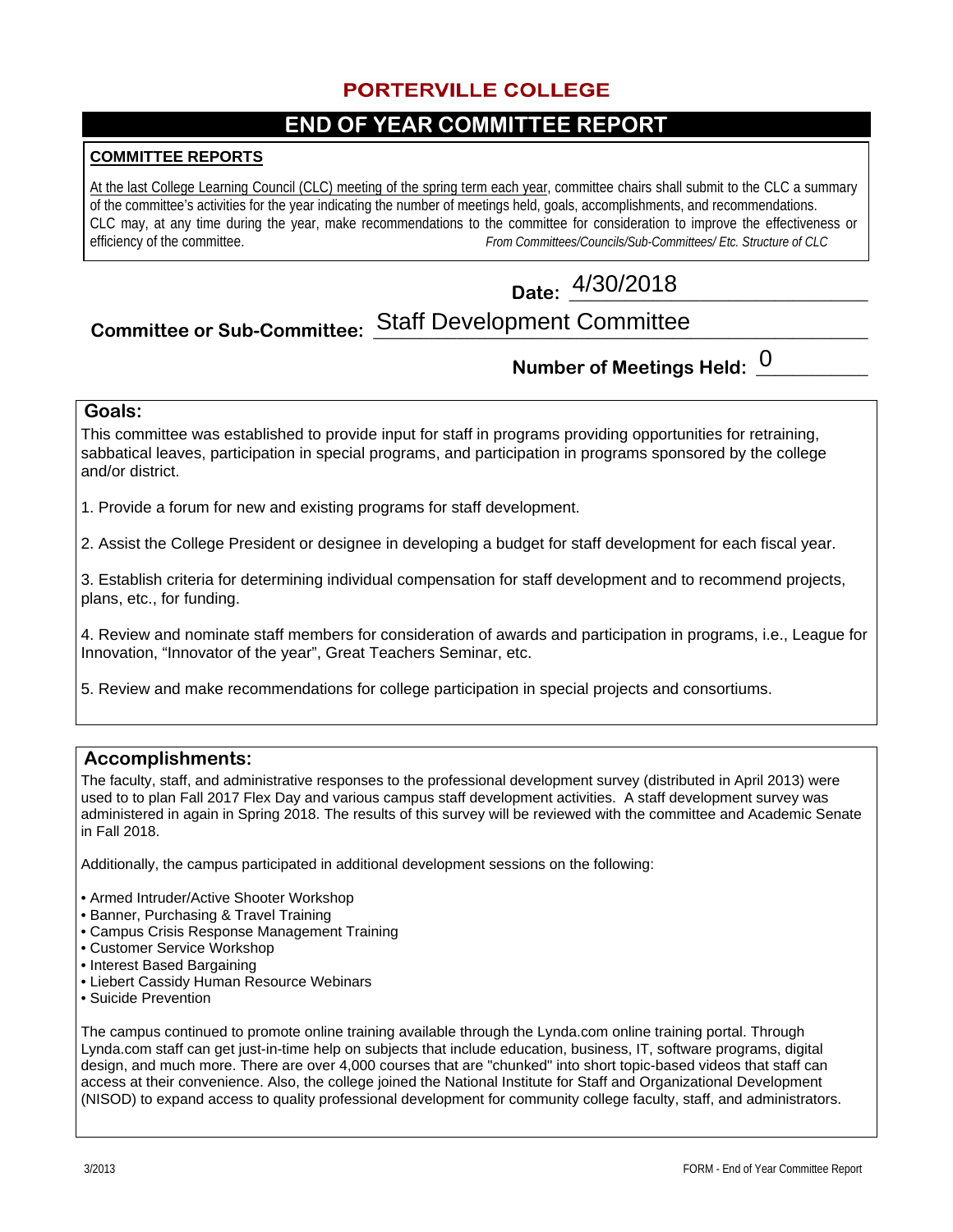# PORTERVILLE COLLEGE

## END OF YEAR COMMITTEE REPORT

### COMMITTEE REPORTS

At the last College Learning Council (CLC) meeting of the spring term each year, committee chairs shall submit to the CLC a summary of the committee's activities for the year indicating the number of meetings held, goals, accomplishments, and recommendations. CLC may, at any time during the year, make recommendations to the committee for consideration to improve the effectiveness or efficiency of the committee. *From Committees/Councils/Sub-Committees/ Etc. Structure of CLC*

**Date:** 4/30/2018

**Committee or Sub-Committee:** Staff Development Committee

**Number of Meetings Held:** 0

### Goals:

This committee was established to provide input for staff in programs providing opportunities for retraining, sabbatical leaves, participation in special programs, and participation in programs sponsored by the college and/or district.

1. Provide a forum for new and existing programs for staff development.

2. Assist the College President or designee in developing a budget for staff development for each fiscal year.

3. Establish criteria for determining individual compensation for staff development and to recommend projects, plans, etc., for funding.

4. Review and nominate staff members for consideration of awards and participation in programs, i.e., League for Innovation, "Innovator of the year", Great Teachers Seminar, etc.

5. Review and make recommendations for college participation in special projects and consortiums.

### Accomplishments:

The faculty, staff, and administrative responses to the professional development survey (distributed in April 2013) were used to to plan Fall 2017 Flex Day and various campus staff development activities. A staff development survey was administered in again in Spring 2018. The results of this survey will be reviewed with the committee and Academic Senate in Fall 2018.

Additionally, the campus participated in additional development sessions on the following:

- Armed Intruder/Active Shooter Workshop
- Banner, Purchasing & Travel Training
- Campus Crisis Response Management Training
- Customer Service Workshop
- Interest Based Bargaining
- Liebert Cassidy Human Resource Webinars
- Suicide Prevention

The campus continued to promote online training available through the Lynda.com online training portal. Through Lynda.com staff can get just-in-time help on subjects that include education, business, IT, software programs, digital design, and much more. There are over 4,000 courses that are "chunked" into short topic-based videos that staff can access at their convenience. Also, the college joined the National Institute for Staff and Organizational Development (NISOD) to expand access to quality professional development for community college faculty, staff, and administrators.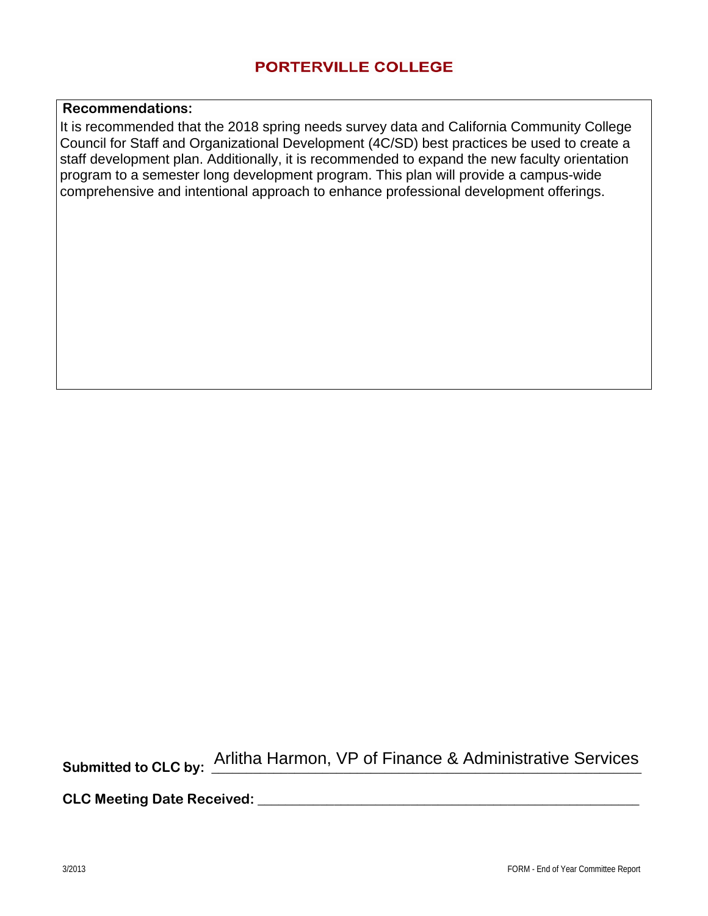# PORTERVILLE COLLEGE

**Recommendations:**

It is recommended that the 2018 spring needs survey data and California Community College Council for Staff and Organizational Development (4C/SD) best practices be used to create a staff development plan. Additionally, it is recommended to expand the new faculty orientation program to a semester long development program. This plan will provide a campus-wide comprehensive and intentional approach to enhance professional development offerings.

**Submitted to CLC by:** Arlitha Harmon, VP of Finance & Administrative Services

**CLC Meeting Date Received:** ______________________________

3/2013 FORM - End of Year Committee Report